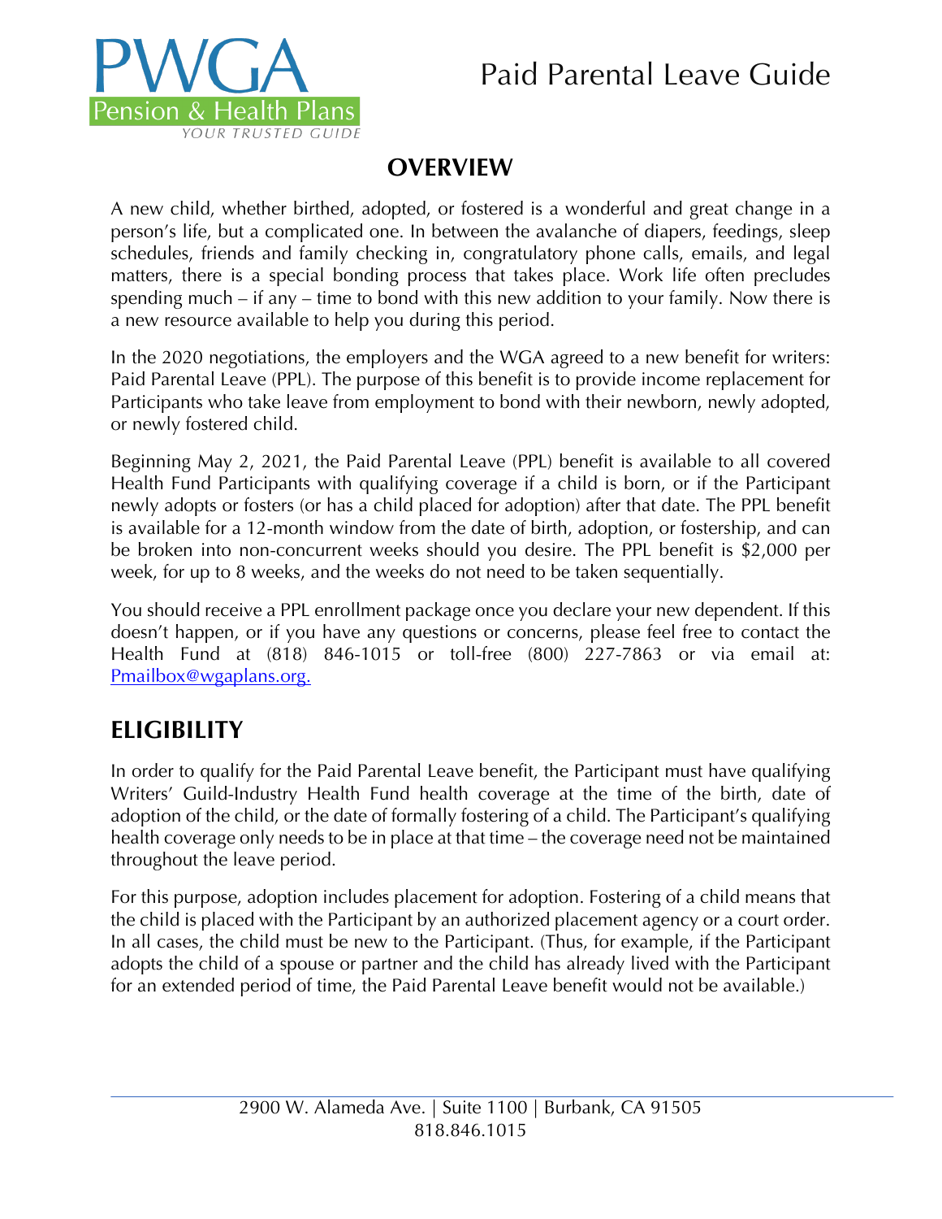# Paid Parental Leave Guide

## OVERVIEW

A new child, whether birthed, adopted, or fostered is a wonderful and great change in a person's life, but a complicated one. In between the avalanche of diapers, feedings, sleep schedules, friends and family checking in, congratulatory phone calls, emails, and legal matters, there is a special bonding process that takes place. Work life often precludes spending much – if any – time to bond with this new addition to your family. Now there is a new resource available to help you during this period.

In the 2020 negotiations, the employers and the WGA agreed to a new benefit for writers: Paid Parental Leave (PPL). The purpose of this benefit is to provide income replacement for Participants who take leave from employment to bond with their newborn, newly adopted, or newly fostered child.

Beginning May 2, 2021, the Paid Parental Leave (PPL) benefit is available to all covered Health Fund Participants with qualifying coverage if a child is born, or if the Participant newly adopts or fosters (or has a child placed for adoption) after that date. The PPL benefit is available for a 12-month window from the date of birth, adoption, or fostership, and can be broken into non-concurrent weeks should you desire. The PPL benefit is $2,000 per week, for up to 8 weeks, and the weeks do not need to be taken sequentially.

You should receive a PPL enrollment package once you declare your new dependent. If this doesn't happen, or if you have any questions or concerns, please feel free to contact the Health Fund at (818) 846-1015 or toll-free (800) 227-7863 or via email at: Pmailbox@wgaplans.org.

## ELIGIBILITY

In order to qualify for the Paid Parental Leave benefit, the Participant must have qualifying Writers' Guild-Industry Health Fund health coverage at the time of the birth, date of adoption of the child, or the date of formally fostering of a child. The Participant's qualifying health coverage only needs to be in place at that time – the coverage need not be maintained throughout the leave period.

For this purpose, adoption includes placement for adoption. Fostering of a child means that the child is placed with the Participant by an authorized placement agency or a court order. In all cases, the child must be new to the Participant. (Thus, for example, if the Participant adopts the child of a spouse or partner and the child has already lived with the Participant for an extended period of time, the Paid Parental Leave benefit would not be available.)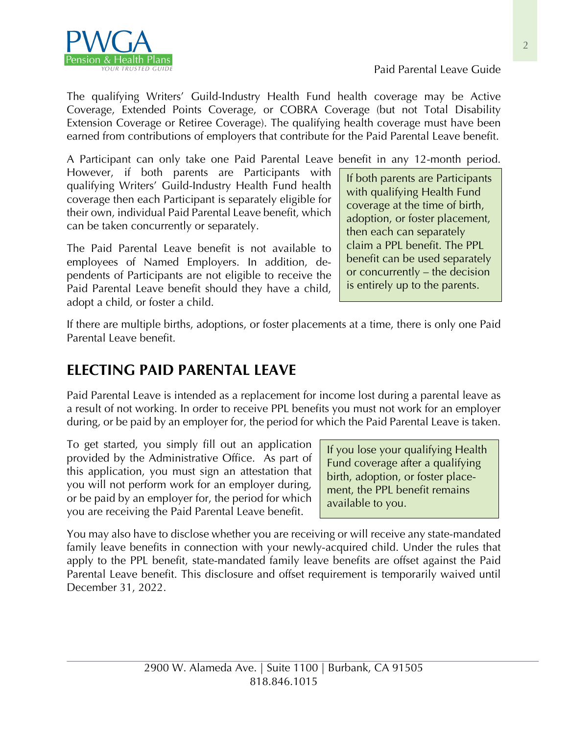The qualifying Writers' Guild-Industry Health Fund health coverage may be Active Coverage, Extended Points Coverage, or COBRA Coverage (but not Total Disability Extension Coverage or Retiree Coverage). The qualifying health coverage must have been earned from contributions of employers that contribute for the Paid Parental Leave benefit.

A Participant can only take one Paid Parental Leave benefit in any 12-month period. However, if both parents are Participants with qualifying Writers' Guild-Industry Health Fund health coverage then each Participant is separately eligible for their own, individual Paid Parental Leave benefit, which can be taken concurrently or separately.

> If both parents are Participants with qualifying Health Fund coverage at the time of birth, adoption, or foster placement, then each can separately claim a PPL benefit. The PPL benefit can be used separately or concurrently – the decision is entirely up to the parents.

The Paid Parental Leave benefit is not available to employees of Named Employers. In addition, dependents of Participants are not eligible to receive the Paid Parental Leave benefit should they have a child, adopt a child, or foster a child.

If there are multiple births, adoptions, or foster placements at a time, there is only one Paid Parental Leave benefit.

## ELECTING PAID PARENTAL LEAVE

Paid Parental Leave is intended as a replacement for income lost during a parental leave as a result of not working. In order to receive PPL benefits you must not work for an employer during, or be paid by an employer for, the period for which the Paid Parental Leave is taken.

To get started, you simply fill out an application provided by the Administrative Office. As part of this application, you must sign an attestation that you will not perform work for an employer during, or be paid by an employer for, the period for which you are receiving the Paid Parental Leave benefit.

> If you lose your qualifying Health Fund coverage after a qualifying birth, adoption, or foster placement, the PPL benefit remains available to you.

You may also have to disclose whether you are receiving or will receive any state-mandated family leave benefits in connection with your newly-acquired child. Under the rules that apply to the PPL benefit, state-mandated family leave benefits are offset against the Paid Parental Leave benefit. This disclosure and offset requirement is temporarily waived until December 31, 2022.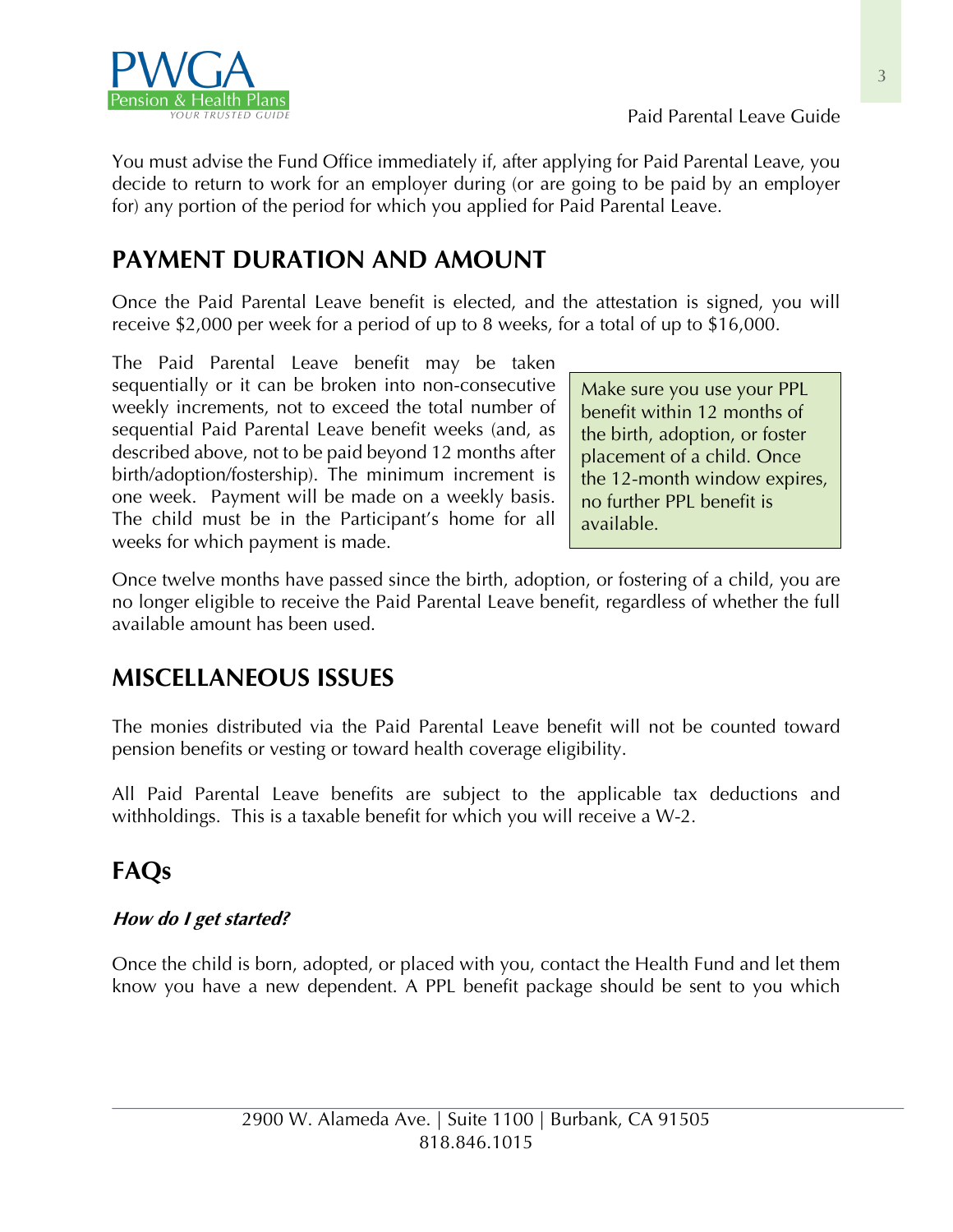You must advise the Fund Office immediately if, after applying for Paid Parental Leave, you decide to return to work for an employer during (or are going to be paid by an employer for) any portion of the period for which you applied for Paid Parental Leave.

## PAYMENT DURATION AND AMOUNT

Once the Paid Parental Leave benefit is elected, and the attestation is signed, you will receive $2,000 per week for a period of up to 8 weeks, for a total of up to $16,000.

The Paid Parental Leave benefit may be taken sequentially or it can be broken into non-consecutive weekly increments, not to exceed the total number of sequential Paid Parental Leave benefit weeks (and, as described above, not to be paid beyond 12 months after birth/adoption/fostership). The minimum increment is one week. Payment will be made on a weekly basis. The child must be in the Participant's home for all weeks for which payment is made.

> Make sure you use your PPL benefit within 12 months of the birth, adoption, or foster placement of a child. Once the 12-month window expires, no further PPL benefit is available.

Once twelve months have passed since the birth, adoption, or fostering of a child, you are no longer eligible to receive the Paid Parental Leave benefit, regardless of whether the full available amount has been used.

## MISCELLANEOUS ISSUES

The monies distributed via the Paid Parental Leave benefit will not be counted toward pension benefits or vesting or toward health coverage eligibility.

All Paid Parental Leave benefits are subject to the applicable tax deductions and withholdings. This is a taxable benefit for which you will receive a W-2.

## FAQs

***How do I get started?***

Once the child is born, adopted, or placed with you, contact the Health Fund and let them know you have a new dependent. A PPL benefit package should be sent to you which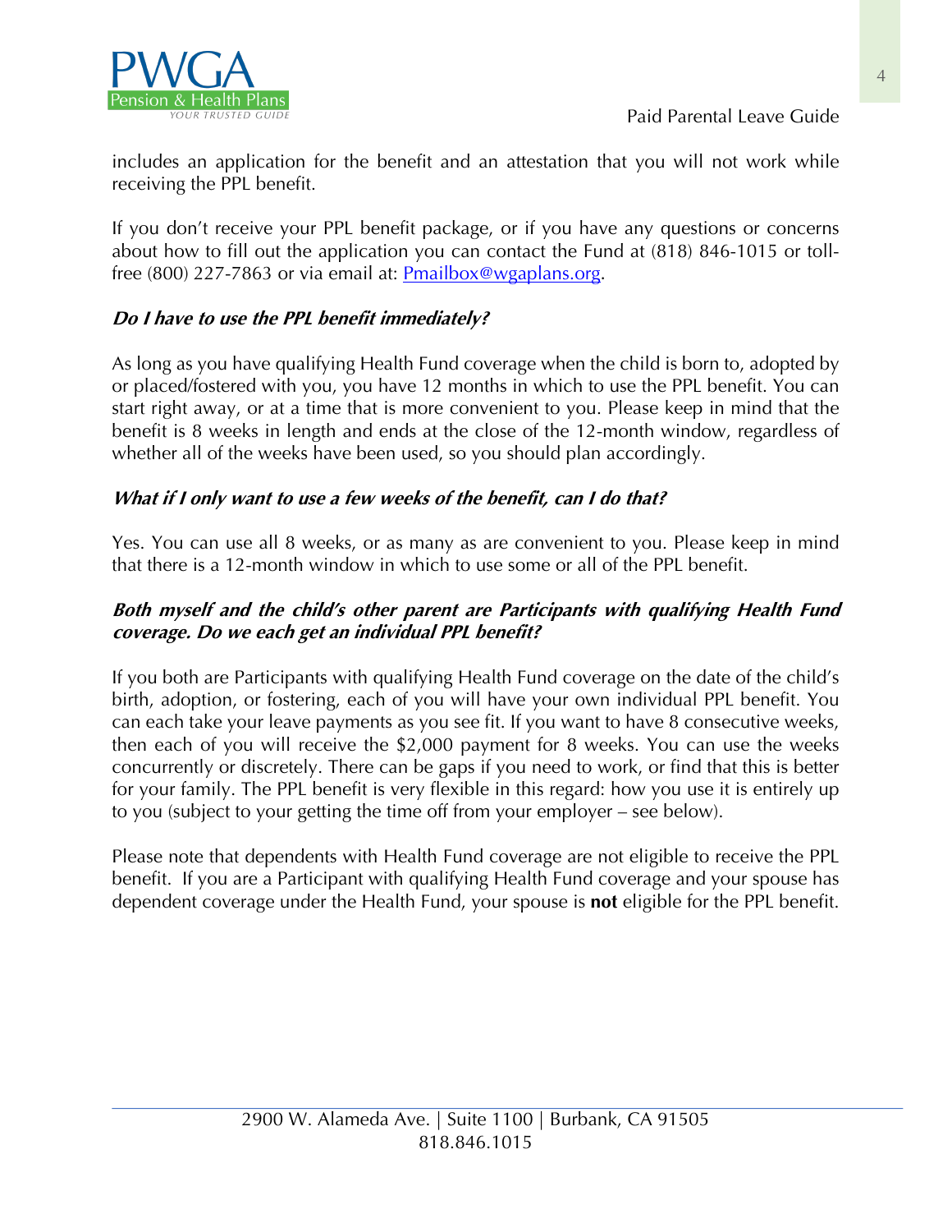includes an application for the benefit and an attestation that you will not work while receiving the PPL benefit.

If you don't receive your PPL benefit package, or if you have any questions or concerns about how to fill out the application you can contact the Fund at (818) 846-1015 or toll-free (800) 227-7863 or via email at: [Pmailbox@wgaplans.org](mailto:Pmailbox@wgaplans.org).

***Do I have to use the PPL benefit immediately?***

As long as you have qualifying Health Fund coverage when the child is born to, adopted by or placed/fostered with you, you have 12 months in which to use the PPL benefit. You can start right away, or at a time that is more convenient to you. Please keep in mind that the benefit is 8 weeks in length and ends at the close of the 12-month window, regardless of whether all of the weeks have been used, so you should plan accordingly.

***What if I only want to use a few weeks of the benefit, can I do that?***

Yes. You can use all 8 weeks, or as many as are convenient to you. Please keep in mind that there is a 12-month window in which to use some or all of the PPL benefit.

***Both myself and the child's other parent are Participants with qualifying Health Fund coverage. Do we each get an individual PPL benefit?***

If you both are Participants with qualifying Health Fund coverage on the date of the child's birth, adoption, or fostering, each of you will have your own individual PPL benefit. You can each take your leave payments as you see fit. If you want to have 8 consecutive weeks, then each of you will receive the $2,000 payment for 8 weeks. You can use the weeks concurrently or discretely. There can be gaps if you need to work, or find that this is better for your family. The PPL benefit is very flexible in this regard: how you use it is entirely up to you (subject to your getting the time off from your employer – see below).

Please note that dependents with Health Fund coverage are not eligible to receive the PPL benefit. If you are a Participant with qualifying Health Fund coverage and your spouse has dependent coverage under the Health Fund, your spouse is **not** eligible for the PPL benefit.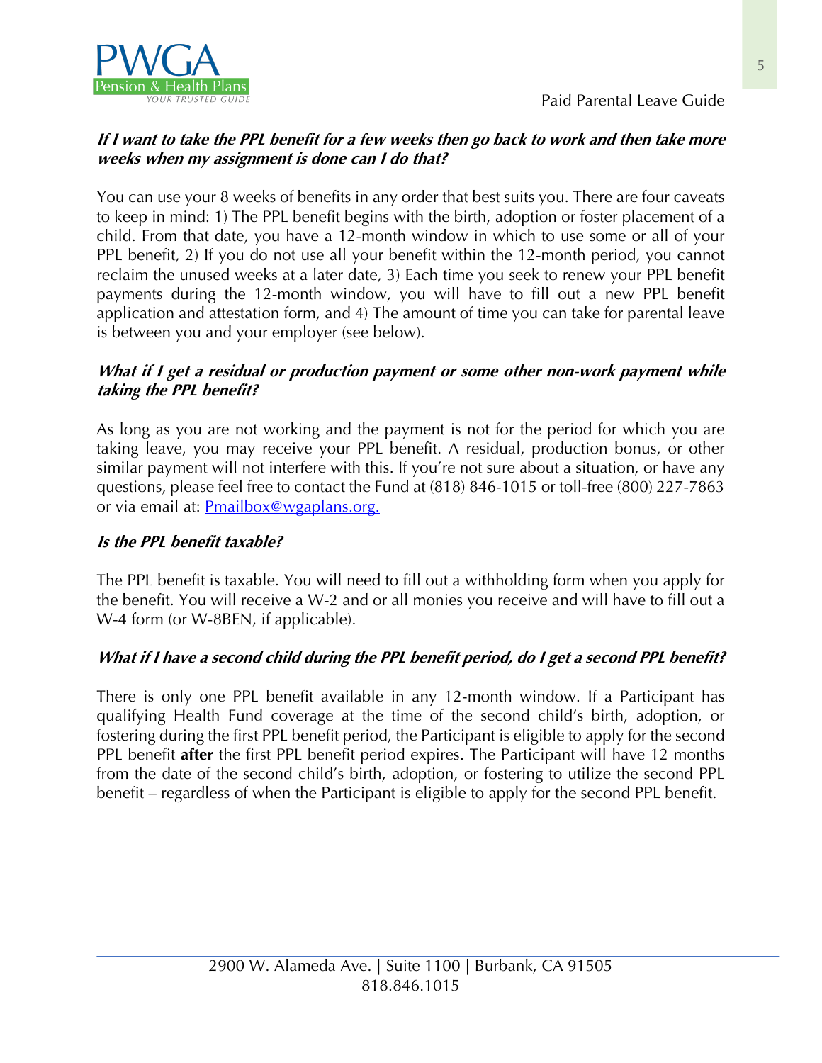***If I want to take the PPL benefit for a few weeks then go back to work and then take more weeks when my assignment is done can I do that?***

You can use your 8 weeks of benefits in any order that best suits you. There are four caveats to keep in mind: 1) The PPL benefit begins with the birth, adoption or foster placement of a child. From that date, you have a 12-month window in which to use some or all of your PPL benefit, 2) If you do not use all your benefit within the 12-month period, you cannot reclaim the unused weeks at a later date, 3) Each time you seek to renew your PPL benefit payments during the 12-month window, you will have to fill out a new PPL benefit application and attestation form, and 4) The amount of time you can take for parental leave is between you and your employer (see below).

***What if I get a residual or production payment or some other non-work payment while taking the PPL benefit?***

As long as you are not working and the payment is not for the period for which you are taking leave, you may receive your PPL benefit. A residual, production bonus, or other similar payment will not interfere with this. If you're not sure about a situation, or have any questions, please feel free to contact the Fund at (818) 846-1015 or toll-free (800) 227-7863 or via email at: [Pmailbox@wgaplans.org.](mailto:Pmailbox@wgaplans.org)

***Is the PPL benefit taxable?***

The PPL benefit is taxable. You will need to fill out a withholding form when you apply for the benefit. You will receive a W-2 and or all monies you receive and will have to fill out a W-4 form (or W-8BEN, if applicable).

***What if I have a second child during the PPL benefit period, do I get a second PPL benefit?***

There is only one PPL benefit available in any 12-month window. If a Participant has qualifying Health Fund coverage at the time of the second child's birth, adoption, or fostering during the first PPL benefit period, the Participant is eligible to apply for the second PPL benefit **after** the first PPL benefit period expires. The Participant will have 12 months from the date of the second child's birth, adoption, or fostering to utilize the second PPL benefit – regardless of when the Participant is eligible to apply for the second PPL benefit.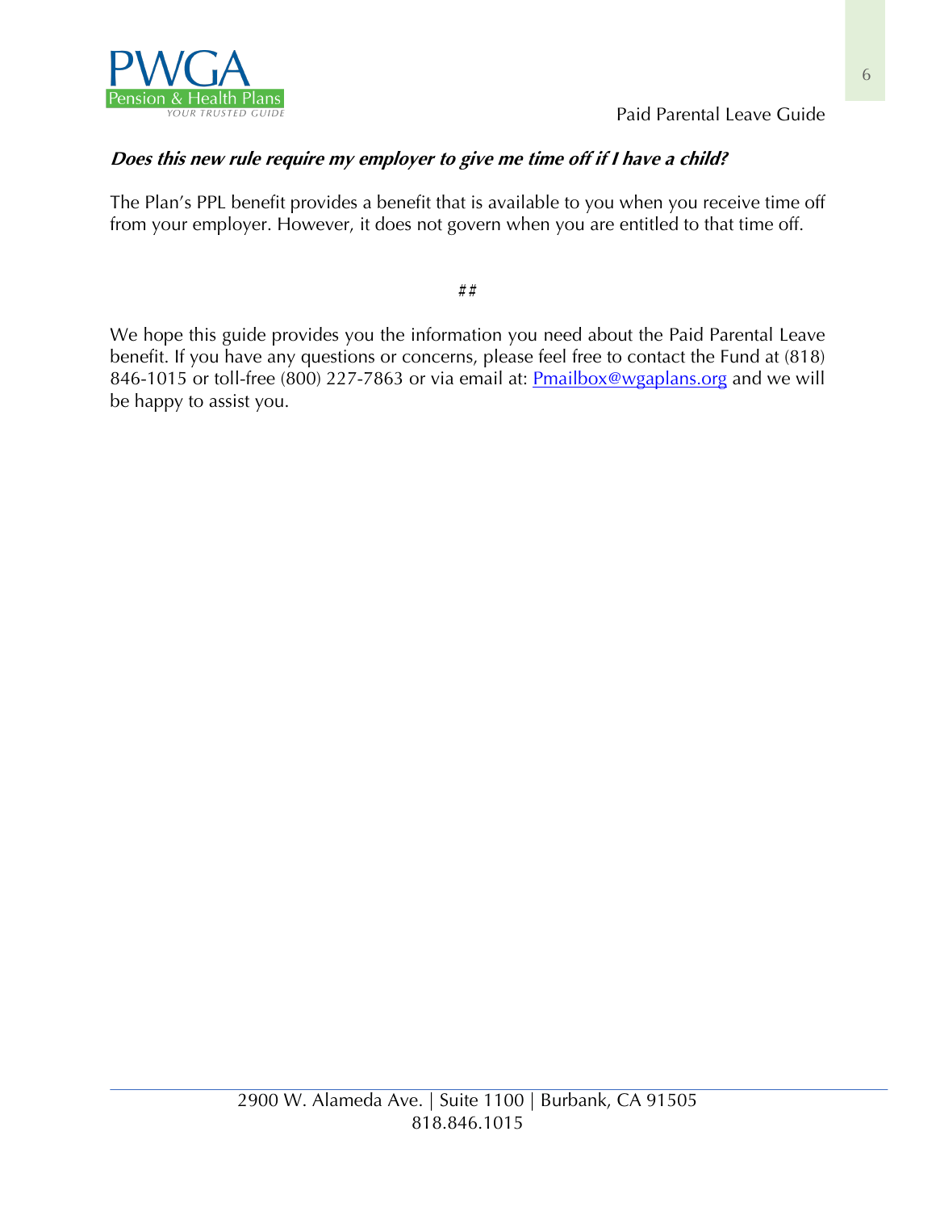***Does this new rule require my employer to give me time off if I have a child?***

The Plan's PPL benefit provides a benefit that is available to you when you receive time off from your employer. However, it does not govern when you are entitled to that time off.

##

We hope this guide provides you the information you need about the Paid Parental Leave benefit. If you have any questions or concerns, please feel free to contact the Fund at (818) 846-1015 or toll-free (800) 227-7863 or via email at: [Pmailbox@wgaplans.org](mailto:Pmailbox@wgaplans.org) and we will be happy to assist you.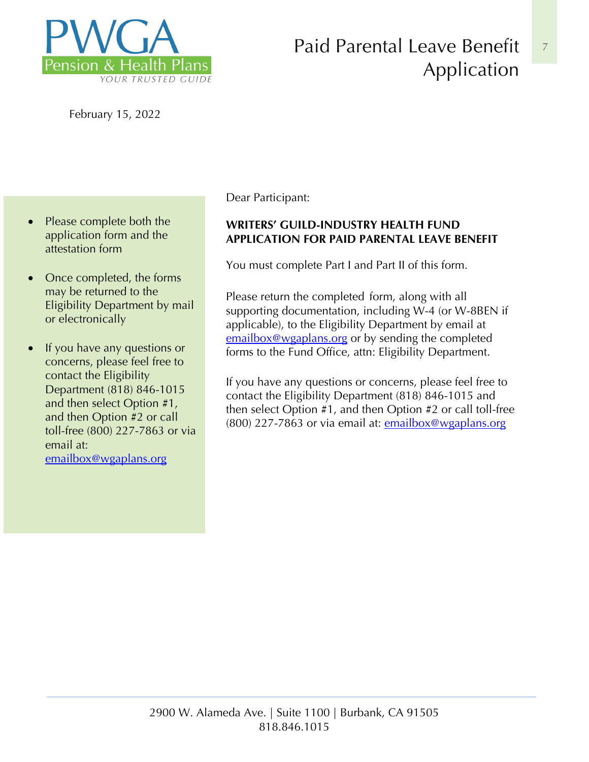PWGA Pension & Health Plans
YOUR TRUSTED GUIDE

# Paid Parental Leave Benefit Application

February 15, 2022

- Please complete both the application form and the attestation form
- Once completed, the forms may be returned to the Eligibility Department by mail or electronically
- If you have any questions or concerns, please feel free to contact the Eligibility Department (818) 846-1015 and then select Option #1, and then Option #2 or call toll-free (800) 227-7863 or via email at: emailbox@wgaplans.org

Dear Participant:

**WRITERS' GUILD-INDUSTRY HEALTH FUND APPLICATION FOR PAID PARENTAL LEAVE BENEFIT**

You must complete Part I and Part II of this form.

Please return the completed form, along with all supporting documentation, including W-4 (or W-8BEN if applicable), to the Eligibility Department by email at emailbox@wgaplans.org or by sending the completed forms to the Fund Office, attn: Eligibility Department.

If you have any questions or concerns, please feel free to contact the Eligibility Department (818) 846-1015 and then select Option #1, and then Option #2 or call toll-free (800) 227-7863 or via email at: emailbox@wgaplans.org

2900 W. Alameda Ave. | Suite 1100 | Burbank, CA 91505
818.846.1015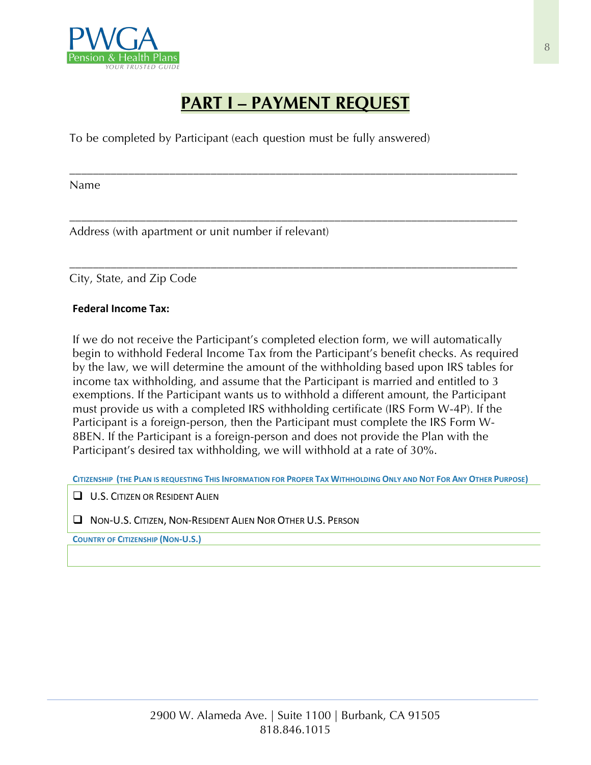# PART I – PAYMENT REQUEST

To be completed by Participant (each question must be fully answered)

_______________________________________________________________________

Name

_______________________________________________________________________

Address (with apartment or unit number if relevant)

_______________________________________________________________________

City, State, and Zip Code

**Federal Income Tax:**

If we do not receive the Participant's completed election form, we will automatically begin to withhold Federal Income Tax from the Participant's benefit checks. As required by the law, we will determine the amount of the withholding based upon IRS tables for income tax withholding, and assume that the Participant is married and entitled to 3 exemptions. If the Participant wants us to withhold a different amount, the Participant must provide us with a completed IRS withholding certificate (IRS Form W-4P). If the Participant is a foreign-person, then the Participant must complete the IRS Form W-8BEN. If the Participant is a foreign-person and does not provide the Plan with the Participant's desired tax withholding, we will withhold at a rate of 30%.

**CITIZENSHIP (THE PLAN IS REQUESTING THIS INFORMATION FOR PROPER TAX WITHHOLDING ONLY AND NOT FOR ANY OTHER PURPOSE)**

- ☐ U.S. CITIZEN OR RESIDENT ALIEN
- ☐ NON-U.S. CITIZEN, NON-RESIDENT ALIEN NOR OTHER U.S. PERSON

**COUNTRY OF CITIZENSHIP (NON-U.S.)**

_______________________________________________________________________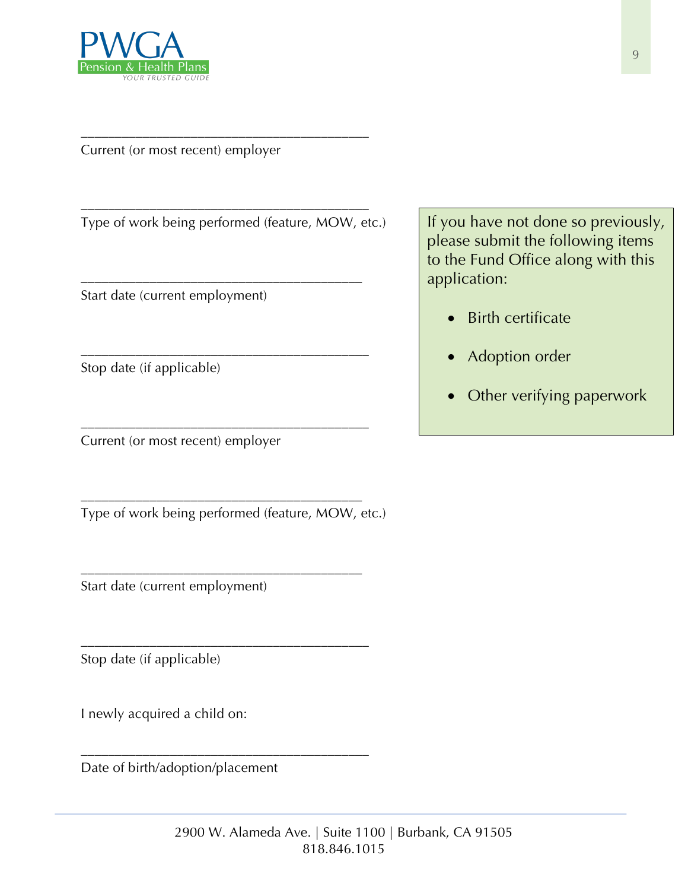\_\_\_\_\_\_\_\_\_\_\_\_\_\_\_\_\_\_\_\_\_\_\_\_\_\_\_\_\_\_\_\_\_\_\_\_\_\_\_\_
Current (or most recent) employer

\_\_\_\_\_\_\_\_\_\_\_\_\_\_\_\_\_\_\_\_\_\_\_\_\_\_\_\_\_\_\_\_\_\_\_\_\_\_\_\_
Type of work being performed (feature, MOW, etc.)

\_\_\_\_\_\_\_\_\_\_\_\_\_\_\_\_\_\_\_\_\_\_\_\_\_\_\_\_\_\_\_\_\_\_\_\_\_\_\_\_
Start date (current employment)

\_\_\_\_\_\_\_\_\_\_\_\_\_\_\_\_\_\_\_\_\_\_\_\_\_\_\_\_\_\_\_\_\_\_\_\_\_\_\_\_
Stop date (if applicable)

\_\_\_\_\_\_\_\_\_\_\_\_\_\_\_\_\_\_\_\_\_\_\_\_\_\_\_\_\_\_\_\_\_\_\_\_\_\_\_\_
Current (or most recent) employer

\_\_\_\_\_\_\_\_\_\_\_\_\_\_\_\_\_\_\_\_\_\_\_\_\_\_\_\_\_\_\_\_\_\_\_\_\_\_\_\_
Type of work being performed (feature, MOW, etc.)

\_\_\_\_\_\_\_\_\_\_\_\_\_\_\_\_\_\_\_\_\_\_\_\_\_\_\_\_\_\_\_\_\_\_\_\_\_\_\_\_
Start date (current employment)

\_\_\_\_\_\_\_\_\_\_\_\_\_\_\_\_\_\_\_\_\_\_\_\_\_\_\_\_\_\_\_\_\_\_\_\_\_\_\_\_
Stop date (if applicable)

I newly acquired a child on:

\_\_\_\_\_\_\_\_\_\_\_\_\_\_\_\_\_\_\_\_\_\_\_\_\_\_\_\_\_\_\_\_\_\_\_\_\_\_\_\_
Date of birth/adoption/placement

If you have not done so previously, please submit the following items to the Fund Office along with this application:

- Birth certificate
- Adoption order
- Other verifying paperwork

2900 W. Alameda Ave. | Suite 1100 | Burbank, CA 91505
818.846.1015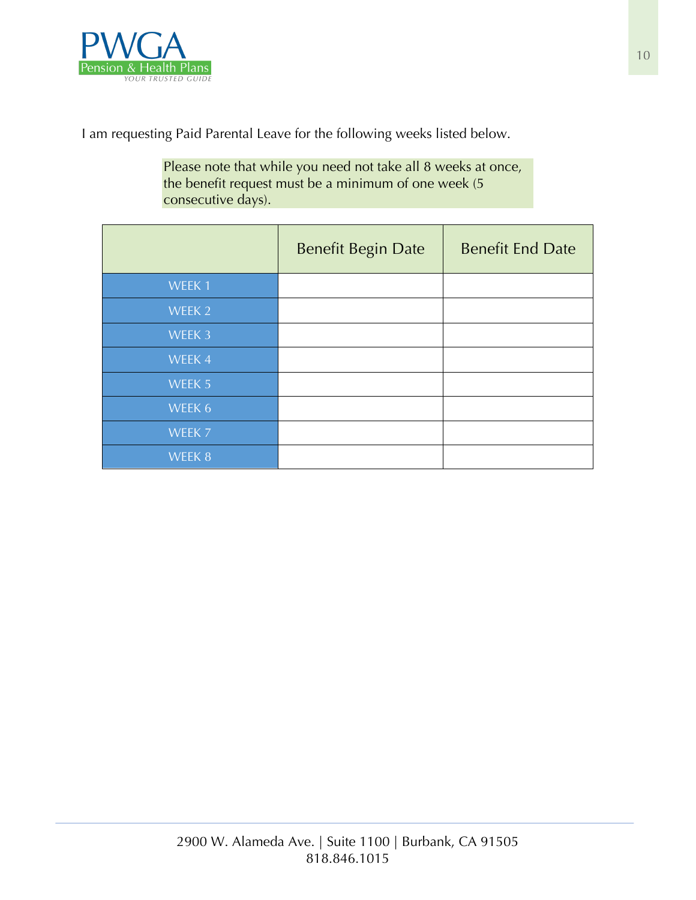I am requesting Paid Parental Leave for the following weeks listed below.

Please note that while you need not take all 8 weeks at once, the benefit request must be a minimum of one week (5 consecutive days).

| | Benefit Begin Date | Benefit End Date |
|---|---|---|
| WEEK 1 | | |
| WEEK 2 | | |
| WEEK 3 | | |
| WEEK 4 | | |
| WEEK 5 | | |
| WEEK 6 | | |
| WEEK 7 | | |
| WEEK 8 | | |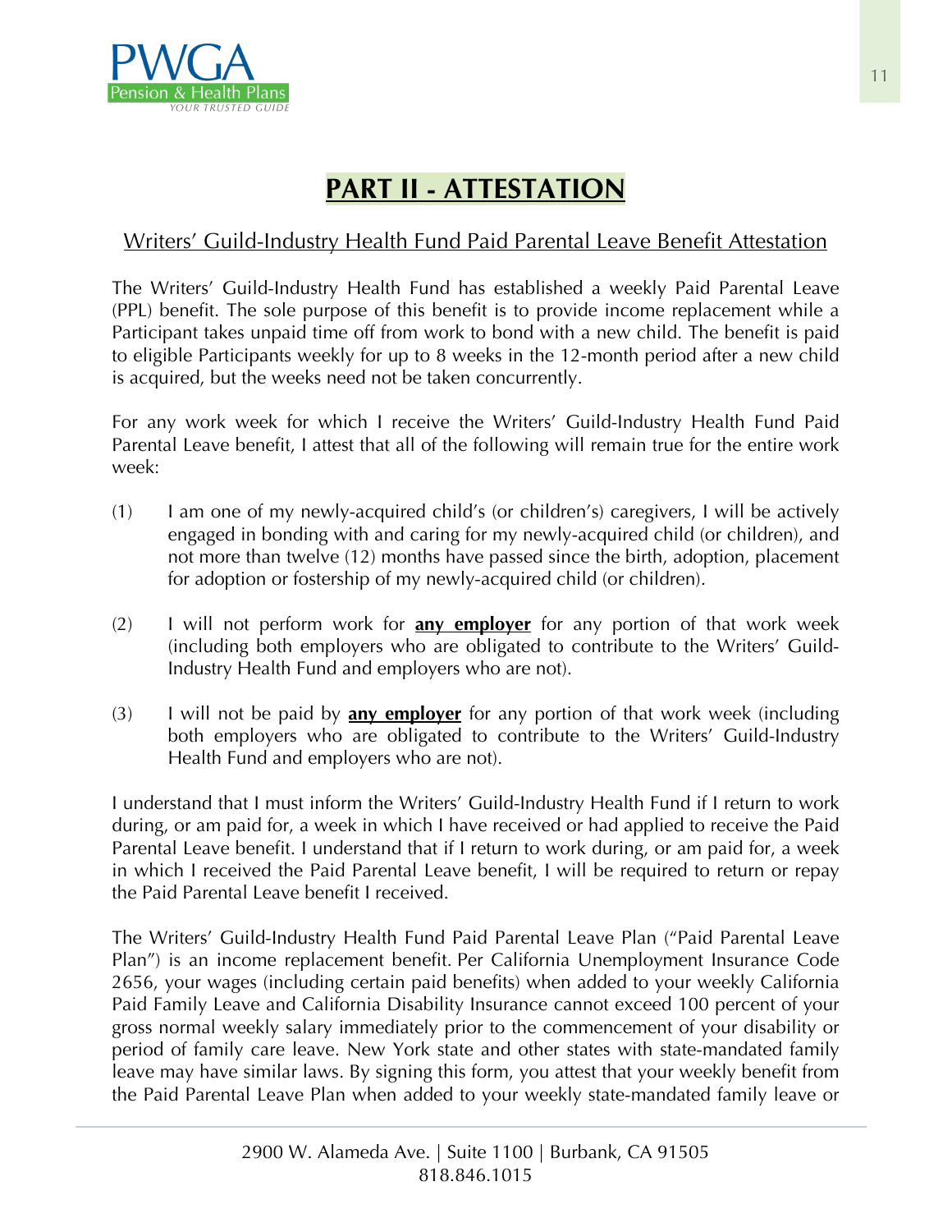# PART II - ATTESTATION

## Writers' Guild-Industry Health Fund Paid Parental Leave Benefit Attestation

The Writers' Guild-Industry Health Fund has established a weekly Paid Parental Leave (PPL) benefit. The sole purpose of this benefit is to provide income replacement while a Participant takes unpaid time off from work to bond with a new child. The benefit is paid to eligible Participants weekly for up to 8 weeks in the 12-month period after a new child is acquired, but the weeks need not be taken concurrently.

For any work week for which I receive the Writers' Guild-Industry Health Fund Paid Parental Leave benefit, I attest that all of the following will remain true for the entire work week:

(1) I am one of my newly-acquired child's (or children's) caregivers, I will be actively engaged in bonding with and caring for my newly-acquired child (or children), and not more than twelve (12) months have passed since the birth, adoption, placement for adoption or fostership of my newly-acquired child (or children).

(2) I will not perform work for **any employer** for any portion of that work week (including both employers who are obligated to contribute to the Writers' Guild-Industry Health Fund and employers who are not).

(3) I will not be paid by **any employer** for any portion of that work week (including both employers who are obligated to contribute to the Writers' Guild-Industry Health Fund and employers who are not).

I understand that I must inform the Writers' Guild-Industry Health Fund if I return to work during, or am paid for, a week in which I have received or had applied to receive the Paid Parental Leave benefit. I understand that if I return to work during, or am paid for, a week in which I received the Paid Parental Leave benefit, I will be required to return or repay the Paid Parental Leave benefit I received.

The Writers' Guild-Industry Health Fund Paid Parental Leave Plan ("Paid Parental Leave Plan") is an income replacement benefit. Per California Unemployment Insurance Code 2656, your wages (including certain paid benefits) when added to your weekly California Paid Family Leave and California Disability Insurance cannot exceed 100 percent of your gross normal weekly salary immediately prior to the commencement of your disability or period of family care leave. New York state and other states with state-mandated family leave may have similar laws. By signing this form, you attest that your weekly benefit from the Paid Parental Leave Plan when added to your weekly state-mandated family leave or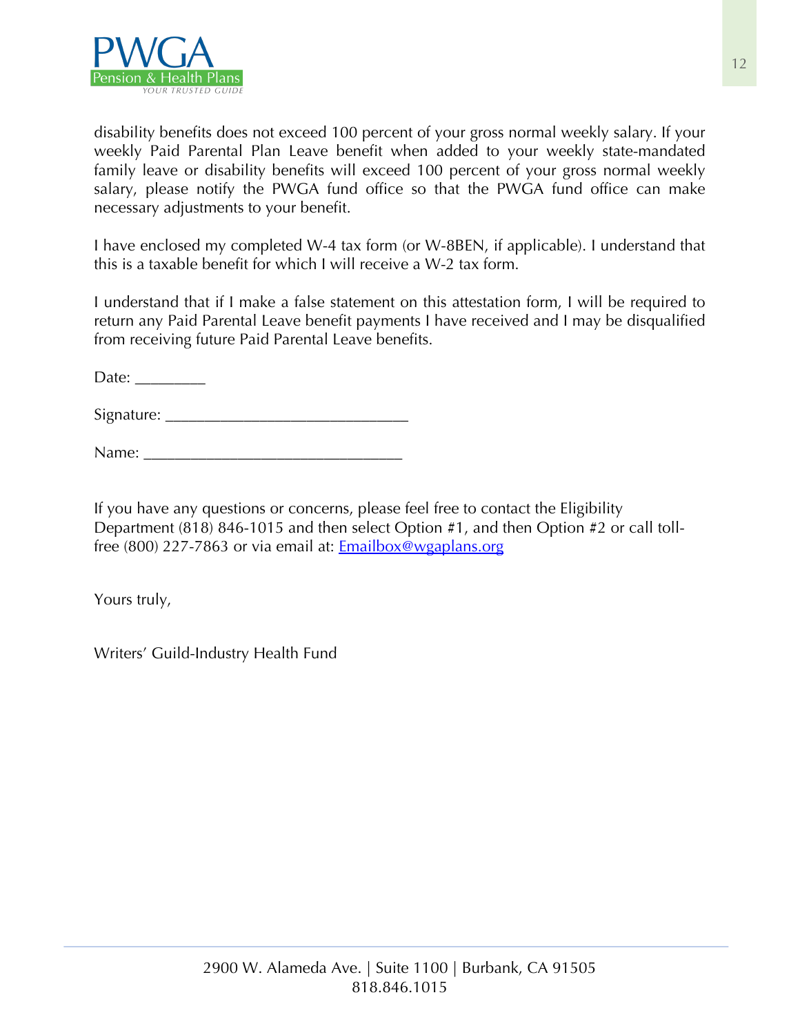disability benefits does not exceed 100 percent of your gross normal weekly salary. If your weekly Paid Parental Plan Leave benefit when added to your weekly state-mandated family leave or disability benefits will exceed 100 percent of your gross normal weekly salary, please notify the PWGA fund office so that the PWGA fund office can make necessary adjustments to your benefit.

I have enclosed my completed W-4 tax form (or W-8BEN, if applicable). I understand that this is a taxable benefit for which I will receive a W-2 tax form.

I understand that if I make a false statement on this attestation form, I will be required to return any Paid Parental Leave benefit payments I have received and I may be disqualified from receiving future Paid Parental Leave benefits.

Date: ________

Signature: _____________________________

Name: _______________________________

If you have any questions or concerns, please feel free to contact the Eligibility Department (818) 846-1015 and then select Option #1, and then Option #2 or call toll-free (800) 227-7863 or via email at: [Emailbox@wgaplans.org](mailto:Emailbox@wgaplans.org)

Yours truly,

Writers' Guild-Industry Health Fund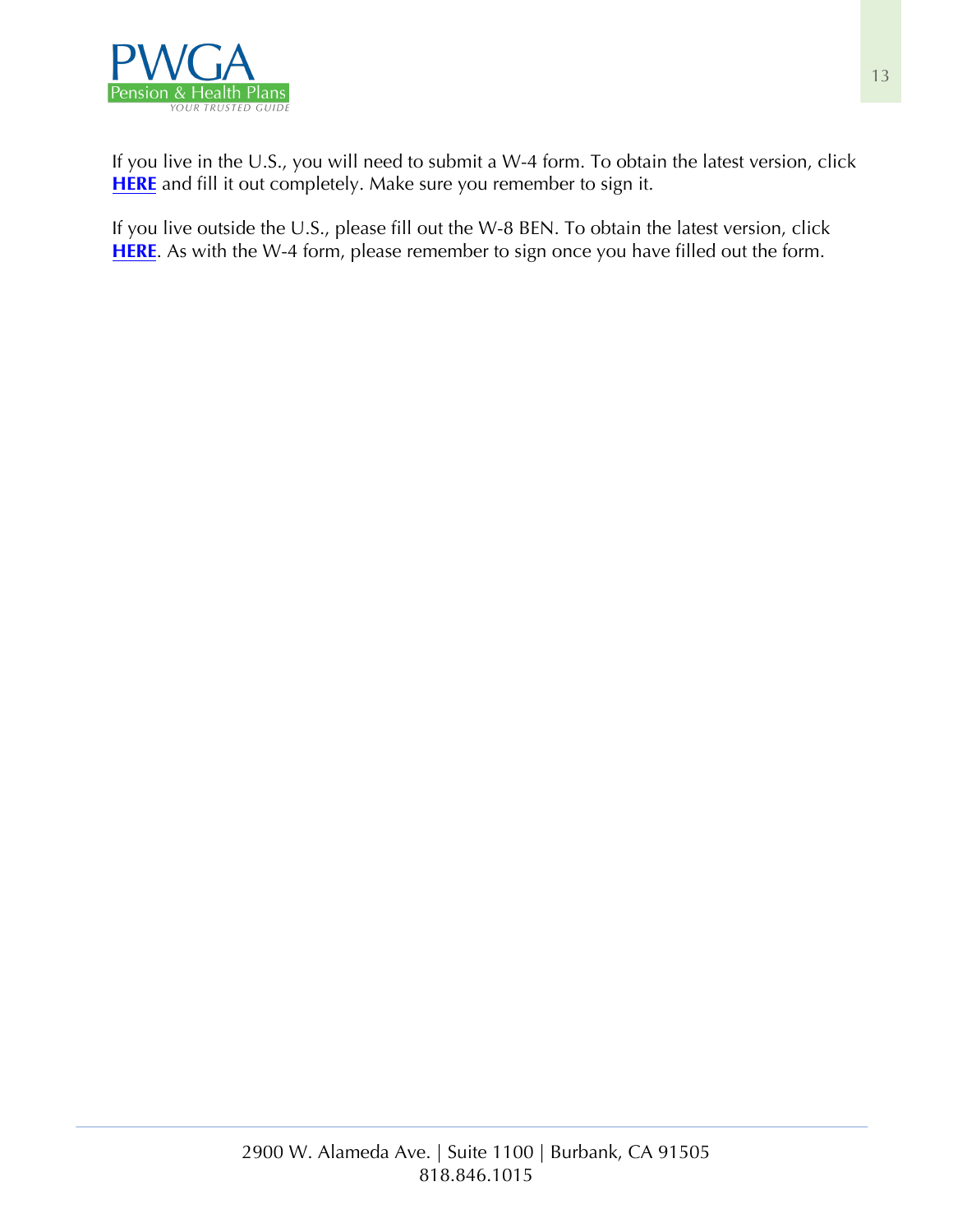If you live in the U.S., you will need to submit a W-4 form. To obtain the latest version, click **HERE** and fill it out completely. Make sure you remember to sign it.

If you live outside the U.S., please fill out the W-8 BEN. To obtain the latest version, click **HERE**. As with the W-4 form, please remember to sign once you have filled out the form.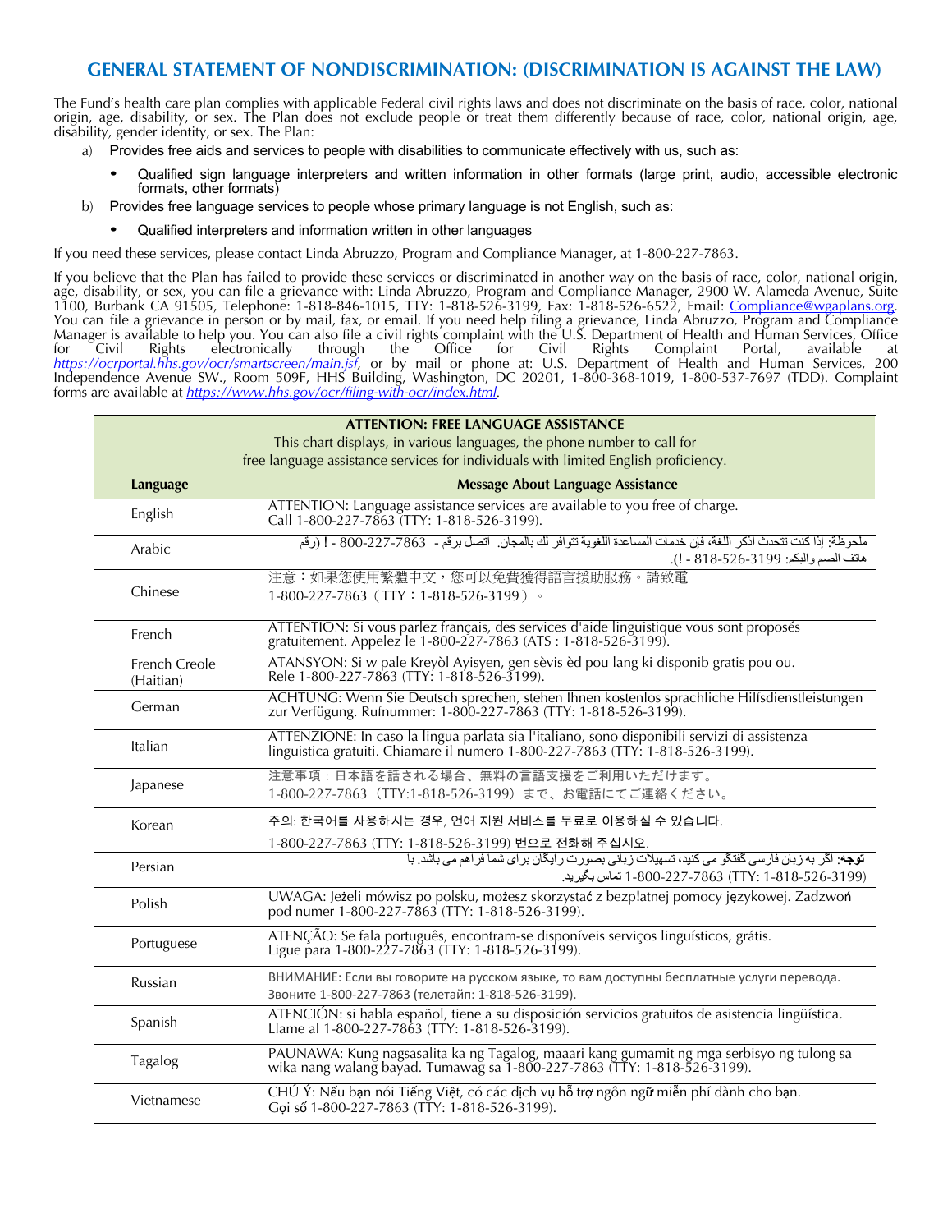## GENERAL STATEMENT OF NONDISCRIMINATION: (DISCRIMINATION IS AGAINST THE LAW)

The Fund's health care plan complies with applicable Federal civil rights laws and does not discriminate on the basis of race, color, national origin, age, disability, or sex. The Plan does not exclude people or treat them differently because of race, color, national origin, age, disability, gender identity, or sex. The Plan:

a) Provides free aids and services to people with disabilities to communicate effectively with us, such as:
   - Qualified sign language interpreters and written information in other formats (large print, audio, accessible electronic formats, other formats)

b) Provides free language services to people whose primary language is not English, such as:
   - Qualified interpreters and information written in other languages

If you need these services, please contact Linda Abruzzo, Program and Compliance Manager, at 1-800-227-7863.

If you believe that the Plan has failed to provide these services or discriminated in another way on the basis of race, color, national origin, age, disability, or sex, you can file a grievance with: Linda Abruzzo, Program and Compliance Manager, 2900 W. Alameda Avenue, Suite 1100, Burbank CA 91505, Telephone: 1-818-846-1015, TTY: 1-818-526-3199, Fax: 1-818-526-6522, Email: Compliance@wgaplans.org. You can file a grievance in person or by mail, fax, or email. If you need help filing a grievance, Linda Abruzzo, Program and Compliance Manager is available to help you. You can also file a civil rights complaint with the U.S. Department of Health and Human Services, Office for Civil Rights electronically through the Office for Civil Rights Complaint Portal, available at *https://ocrportal.hhs.gov/ocr/smartscreen/main.jsf*, or by mail or phone at: U.S. Department of Health and Human Services, 200 Independence Avenue SW., Room 509F, HHS Building, Washington, DC 20201, 1-800-368-1019, 1-800-537-7697 (TDD). Complaint forms are available at *https://www.hhs.gov/ocr/filing-with-ocr/index.html*.

**ATTENTION: FREE LANGUAGE ASSISTANCE**

This chart displays, in various languages, the phone number to call for free language assistance services for individuals with limited English proficiency.

| Language | Message About Language Assistance |
|---|---|
| English | ATTENTION: Language assistance services are available to you free of charge. Call 1-800-227-7863 (TTY: 1-818-526-3199). |
| Arabic | ملحوظة: إذا كنت تتحدث اذكر اللغة، فإن خدمات المساعدة اللغوية تتوافر لك بالمجان. اتصل برقم - 7863-227-800 - ! (رقم هاتف الصم والبكم: 3199-526-818 - !). |
| Chinese | 注意：如果您使用繁體中文，您可以免費獲得語言援助服務。請致電 1-800-227-7863（TTY：1-818-526-3199）。 |
| French | ATTENTION: Si vous parlez français, des services d'aide linguistique vous sont proposés gratuitement. Appelez le 1-800-227-7863 (ATS : 1-818-526-3199). |
| French Creole (Haitian) | ATANSYON: Si w pale Kreyòl Ayisyen, gen sèvis èd pou lang ki disponib gratis pou ou. Rele 1-800-227-7863 (TTY: 1-818-526-3199). |
| German | ACHTUNG: Wenn Sie Deutsch sprechen, stehen Ihnen kostenlos sprachliche Hilfsdienstleistungen zur Verfügung. Rufnummer: 1-800-227-7863 (TTY: 1-818-526-3199). |
| Italian | ATTENZIONE: In caso la lingua parlata sia l'italiano, sono disponibili servizi di assistenza linguistica gratuiti. Chiamare il numero 1-800-227-7863 (TTY: 1-818-526-3199). |
| Japanese | 注意事項：日本語を話される場合、無料の言語支援をご利用いただけます。1-800-227-7863（TTY:1-818-526-3199）まで、お電話にてご連絡ください。 |
| Korean | 주의: 한국어를 사용하시는 경우, 언어 지원 서비스를 무료로 이용하실 수 있습니다. 1-800-227-7863 (TTY: 1-818-526-3199) 번으로 전화해 주십시오. |
| Persian | **توجه**: اگر به زبان فارسی گفتگو می کنید، تسهیلات زبانی بصورت رایگان برای شما فراهم می باشد. با (TTY: 1-818-526-3199) 1-800-227-7863 تماس بگیرید. |
| Polish | UWAGA: Jeżeli mówisz po polsku, możesz skorzystać z bezpłatnej pomocy językowej. Zadzwoń pod numer 1-800-227-7863 (TTY: 1-818-526-3199). |
| Portuguese | ATENÇÃO: Se fala português, encontram-se disponíveis serviços linguísticos, grátis. Ligue para 1-800-227-7863 (TTY: 1-818-526-3199). |
| Russian | ВНИМАНИЕ: Если вы говорите на русском языке, то вам доступны бесплатные услуги перевода. Звоните 1-800-227-7863 (телетайп: 1-818-526-3199). |
| Spanish | ATENCIÓN: si habla español, tiene a su disposición servicios gratuitos de asistencia lingüística. Llame al 1-800-227-7863 (TTY: 1-818-526-3199). |
| Tagalog | PAUNAWA: Kung nagsasalita ka ng Tagalog, maaari kang gumamit ng mga serbisyo ng tulong sa wika nang walang bayad. Tumawag sa 1-800-227-7863 (TTY: 1-818-526-3199). |
| Vietnamese | CHÚ Ý: Nếu bạn nói Tiếng Việt, có các dịch vụ hỗ trợ ngôn ngữ miễn phí dành cho bạn. Gọi số 1-800-227-7863 (TTY: 1-818-526-3199). |